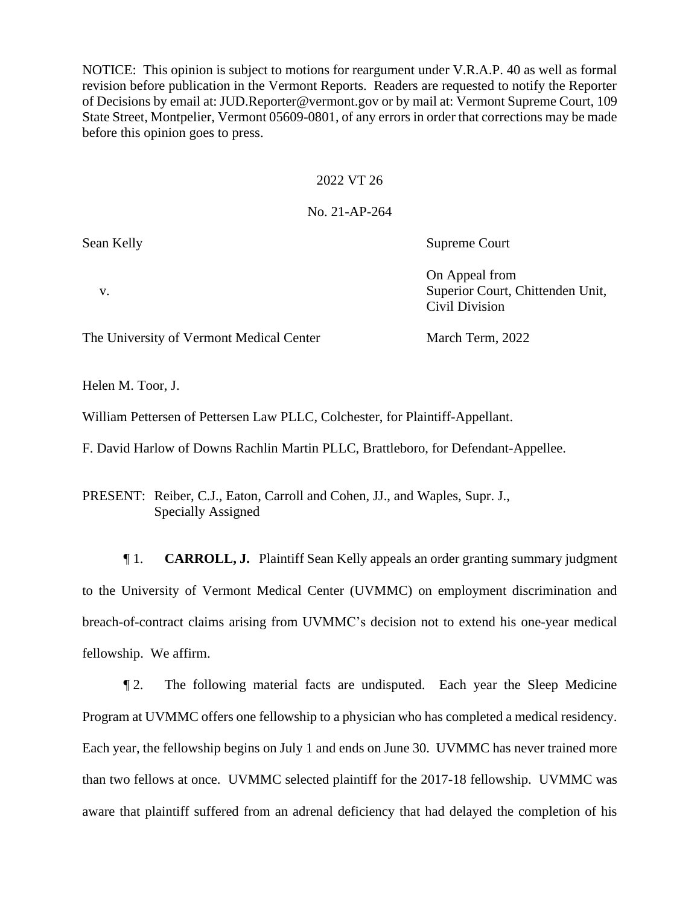NOTICE: This opinion is subject to motions for reargument under V.R.A.P. 40 as well as formal revision before publication in the Vermont Reports. Readers are requested to notify the Reporter of Decisions by email at: JUD.Reporter@vermont.gov or by mail at: Vermont Supreme Court, 109 State Street, Montpelier, Vermont 05609-0801, of any errors in order that corrections may be made before this opinion goes to press.

2022 VT 26

No. 21-AP-264

| | |
|---|---|
| Sean Kelly | Supreme Court |
| v. | On Appeal from Superior Court, Chittenden Unit, Civil Division |
| The University of Vermont Medical Center | March Term, 2022 |

Helen M. Toor, J.

William Pettersen of Pettersen Law PLLC, Colchester, for Plaintiff-Appellant.

F. David Harlow of Downs Rachlin Martin PLLC, Brattleboro, for Defendant-Appellee.

PRESENT: Reiber, C.J., Eaton, Carroll and Cohen, JJ., and Waples, Supr. J., Specially Assigned

¶ 1. **CARROLL, J.** Plaintiff Sean Kelly appeals an order granting summary judgment to the University of Vermont Medical Center (UVMMC) on employment discrimination and breach-of-contract claims arising from UVMMC's decision not to extend his one-year medical fellowship. We affirm.

¶ 2. The following material facts are undisputed. Each year the Sleep Medicine Program at UVMMC offers one fellowship to a physician who has completed a medical residency. Each year, the fellowship begins on July 1 and ends on June 30. UVMMC has never trained more than two fellows at once. UVMMC selected plaintiff for the 2017-18 fellowship. UVMMC was aware that plaintiff suffered from an adrenal deficiency that had delayed the completion of his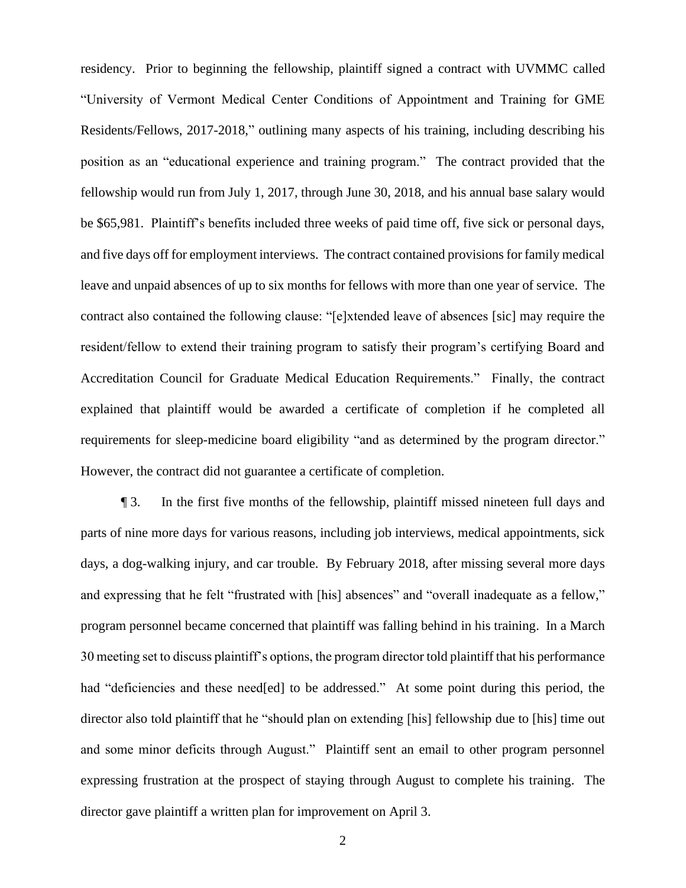residency. Prior to beginning the fellowship, plaintiff signed a contract with UVMMC called "University of Vermont Medical Center Conditions of Appointment and Training for GME Residents/Fellows, 2017-2018," outlining many aspects of his training, including describing his position as an "educational experience and training program." The contract provided that the fellowship would run from July 1, 2017, through June 30, 2018, and his annual base salary would be $65,981. Plaintiff's benefits included three weeks of paid time off, five sick or personal days, and five days off for employment interviews. The contract contained provisions for family medical leave and unpaid absences of up to six months for fellows with more than one year of service. The contract also contained the following clause: "[e]xtended leave of absences [sic] may require the resident/fellow to extend their training program to satisfy their program's certifying Board and Accreditation Council for Graduate Medical Education Requirements." Finally, the contract explained that plaintiff would be awarded a certificate of completion if he completed all requirements for sleep-medicine board eligibility "and as determined by the program director." However, the contract did not guarantee a certificate of completion.

¶ 3. In the first five months of the fellowship, plaintiff missed nineteen full days and parts of nine more days for various reasons, including job interviews, medical appointments, sick days, a dog-walking injury, and car trouble. By February 2018, after missing several more days and expressing that he felt "frustrated with [his] absences" and "overall inadequate as a fellow," program personnel became concerned that plaintiff was falling behind in his training. In a March 30 meeting set to discuss plaintiff's options, the program director told plaintiff that his performance had "deficiencies and these need[ed] to be addressed." At some point during this period, the director also told plaintiff that he "should plan on extending [his] fellowship due to [his] time out and some minor deficits through August." Plaintiff sent an email to other program personnel expressing frustration at the prospect of staying through August to complete his training. The director gave plaintiff a written plan for improvement on April 3.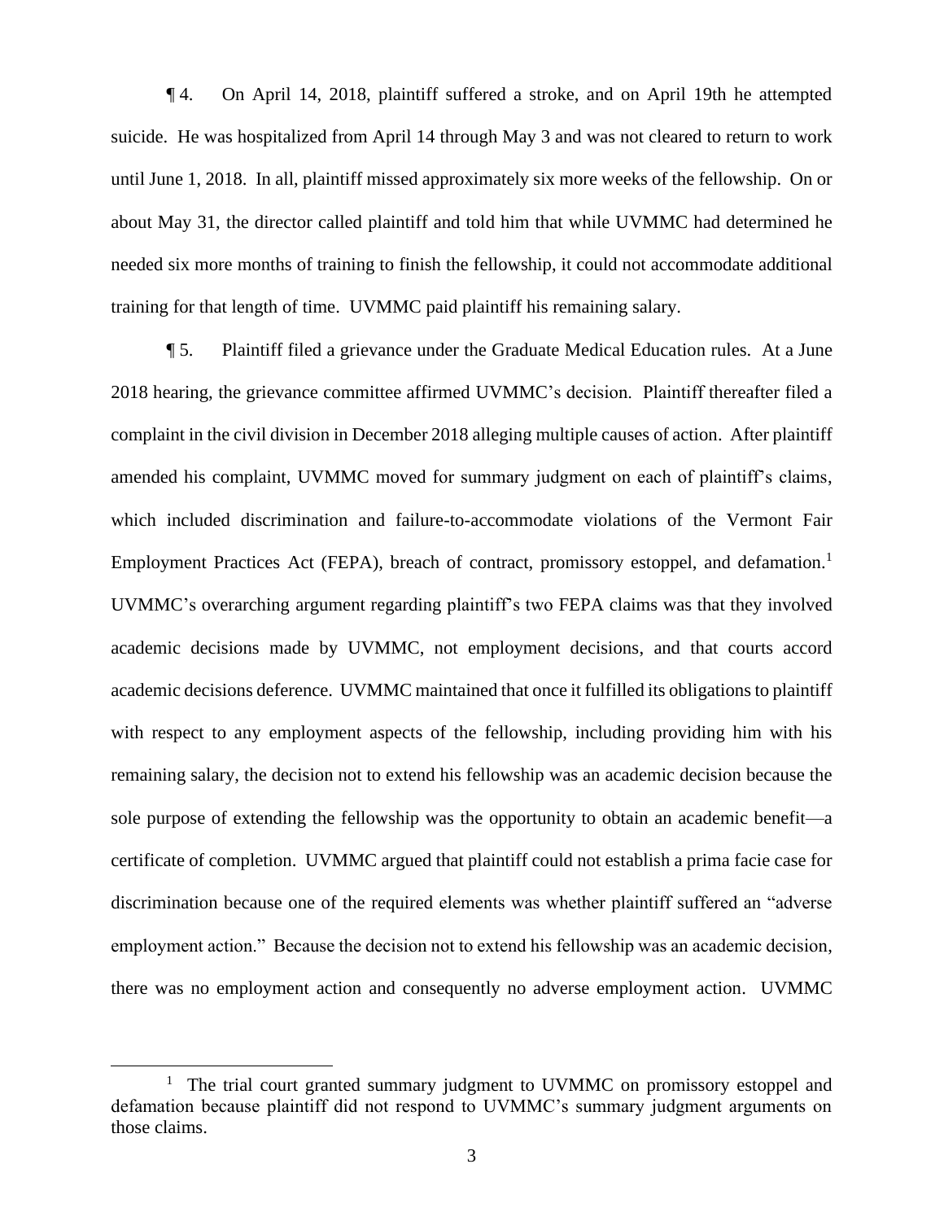¶ 4. On April 14, 2018, plaintiff suffered a stroke, and on April 19th he attempted suicide. He was hospitalized from April 14 through May 3 and was not cleared to return to work until June 1, 2018. In all, plaintiff missed approximately six more weeks of the fellowship. On or about May 31, the director called plaintiff and told him that while UVMMC had determined he needed six more months of training to finish the fellowship, it could not accommodate additional training for that length of time. UVMMC paid plaintiff his remaining salary.

¶ 5. Plaintiff filed a grievance under the Graduate Medical Education rules. At a June 2018 hearing, the grievance committee affirmed UVMMC's decision. Plaintiff thereafter filed a complaint in the civil division in December 2018 alleging multiple causes of action. After plaintiff amended his complaint, UVMMC moved for summary judgment on each of plaintiff's claims, which included discrimination and failure-to-accommodate violations of the Vermont Fair Employment Practices Act (FEPA), breach of contract, promissory estoppel, and defamation.[1] UVMMC's overarching argument regarding plaintiff's two FEPA claims was that they involved academic decisions made by UVMMC, not employment decisions, and that courts accord academic decisions deference. UVMMC maintained that once it fulfilled its obligations to plaintiff with respect to any employment aspects of the fellowship, including providing him with his remaining salary, the decision not to extend his fellowship was an academic decision because the sole purpose of extending the fellowship was the opportunity to obtain an academic benefit—a certificate of completion. UVMMC argued that plaintiff could not establish a prima facie case for discrimination because one of the required elements was whether plaintiff suffered an "adverse employment action." Because the decision not to extend his fellowship was an academic decision, there was no employment action and consequently no adverse employment action. UVMMC

[1] The trial court granted summary judgment to UVMMC on promissory estoppel and defamation because plaintiff did not respond to UVMMC's summary judgment arguments on those claims.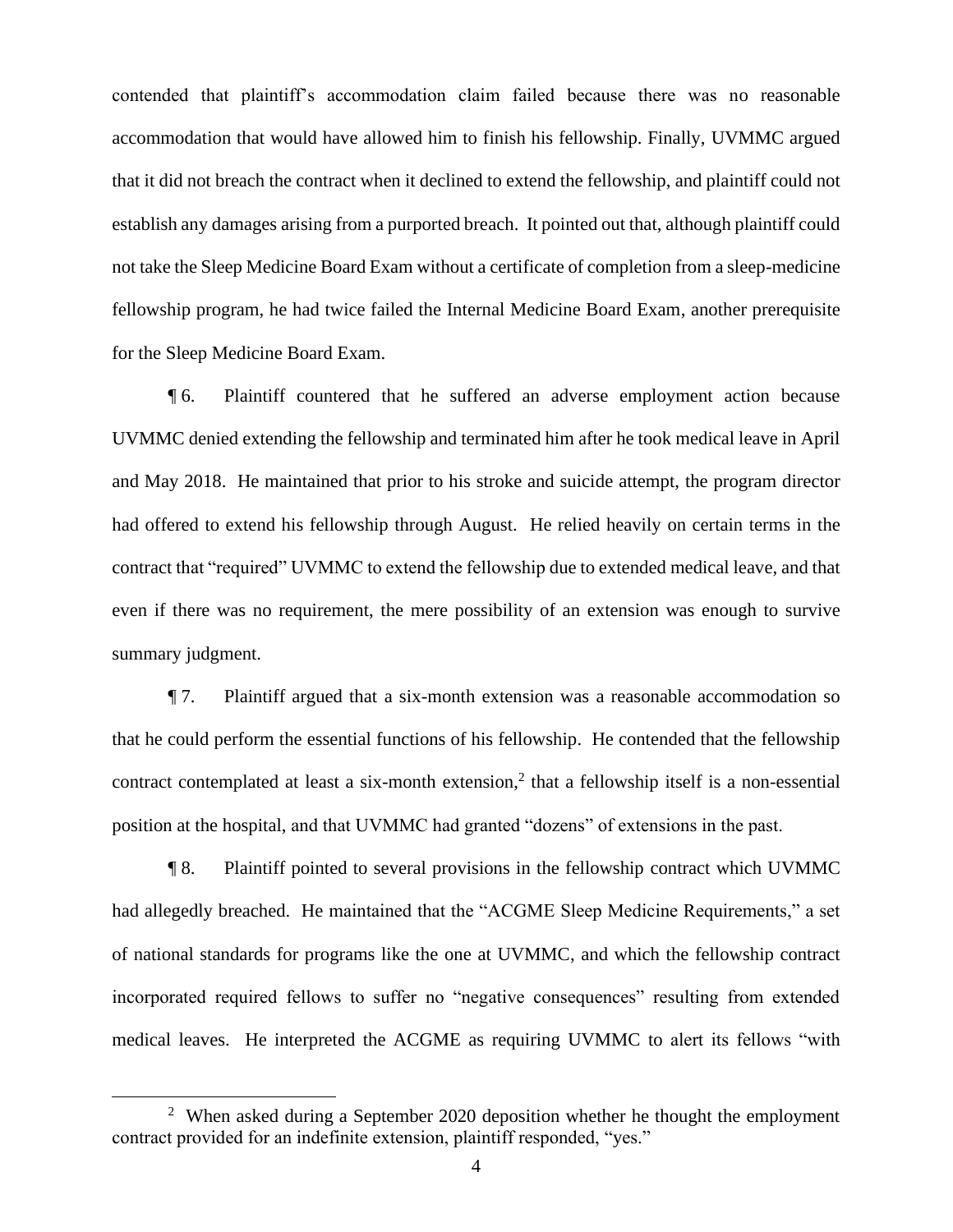contended that plaintiff's accommodation claim failed because there was no reasonable accommodation that would have allowed him to finish his fellowship. Finally, UVMMC argued that it did not breach the contract when it declined to extend the fellowship, and plaintiff could not establish any damages arising from a purported breach. It pointed out that, although plaintiff could not take the Sleep Medicine Board Exam without a certificate of completion from a sleep-medicine fellowship program, he had twice failed the Internal Medicine Board Exam, another prerequisite for the Sleep Medicine Board Exam.

¶ 6. Plaintiff countered that he suffered an adverse employment action because UVMMC denied extending the fellowship and terminated him after he took medical leave in April and May 2018. He maintained that prior to his stroke and suicide attempt, the program director had offered to extend his fellowship through August. He relied heavily on certain terms in the contract that "required" UVMMC to extend the fellowship due to extended medical leave, and that even if there was no requirement, the mere possibility of an extension was enough to survive summary judgment.

¶ 7. Plaintiff argued that a six-month extension was a reasonable accommodation so that he could perform the essential functions of his fellowship. He contended that the fellowship contract contemplated at least a six-month extension,[2] that a fellowship itself is a non-essential position at the hospital, and that UVMMC had granted "dozens" of extensions in the past.

¶ 8. Plaintiff pointed to several provisions in the fellowship contract which UVMMC had allegedly breached. He maintained that the "ACGME Sleep Medicine Requirements," a set of national standards for programs like the one at UVMMC, and which the fellowship contract incorporated required fellows to suffer no "negative consequences" resulting from extended medical leaves. He interpreted the ACGME as requiring UVMMC to alert its fellows "with

---

[2] When asked during a September 2020 deposition whether he thought the employment contract provided for an indefinite extension, plaintiff responded, "yes."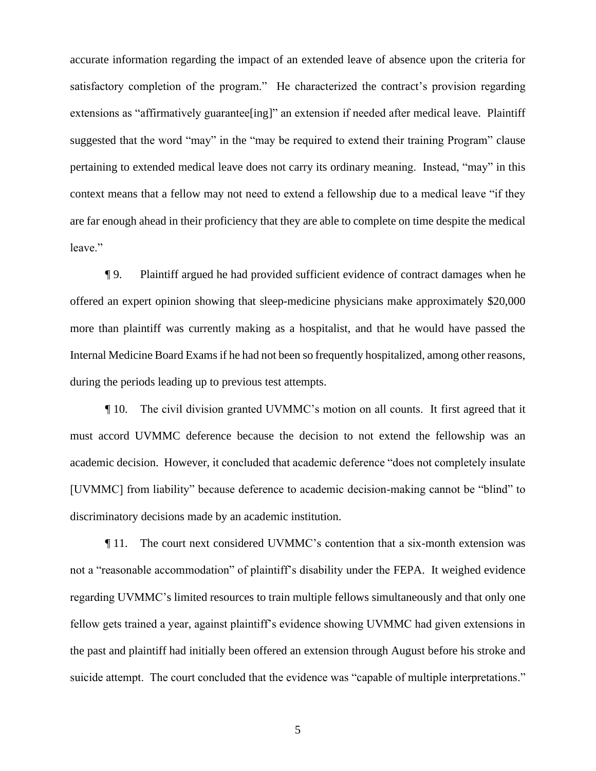accurate information regarding the impact of an extended leave of absence upon the criteria for satisfactory completion of the program." He characterized the contract's provision regarding extensions as "affirmatively guarantee[ing]" an extension if needed after medical leave. Plaintiff suggested that the word "may" in the "may be required to extend their training Program" clause pertaining to extended medical leave does not carry its ordinary meaning. Instead, "may" in this context means that a fellow may not need to extend a fellowship due to a medical leave "if they are far enough ahead in their proficiency that they are able to complete on time despite the medical leave."

¶ 9. Plaintiff argued he had provided sufficient evidence of contract damages when he offered an expert opinion showing that sleep-medicine physicians make approximately $20,000 more than plaintiff was currently making as a hospitalist, and that he would have passed the Internal Medicine Board Exams if he had not been so frequently hospitalized, among other reasons, during the periods leading up to previous test attempts.

¶ 10. The civil division granted UVMMC's motion on all counts. It first agreed that it must accord UVMMC deference because the decision to not extend the fellowship was an academic decision. However, it concluded that academic deference "does not completely insulate [UVMMC] from liability" because deference to academic decision-making cannot be "blind" to discriminatory decisions made by an academic institution.

¶ 11. The court next considered UVMMC's contention that a six-month extension was not a "reasonable accommodation" of plaintiff's disability under the FEPA. It weighed evidence regarding UVMMC's limited resources to train multiple fellows simultaneously and that only one fellow gets trained a year, against plaintiff's evidence showing UVMMC had given extensions in the past and plaintiff had initially been offered an extension through August before his stroke and suicide attempt. The court concluded that the evidence was "capable of multiple interpretations."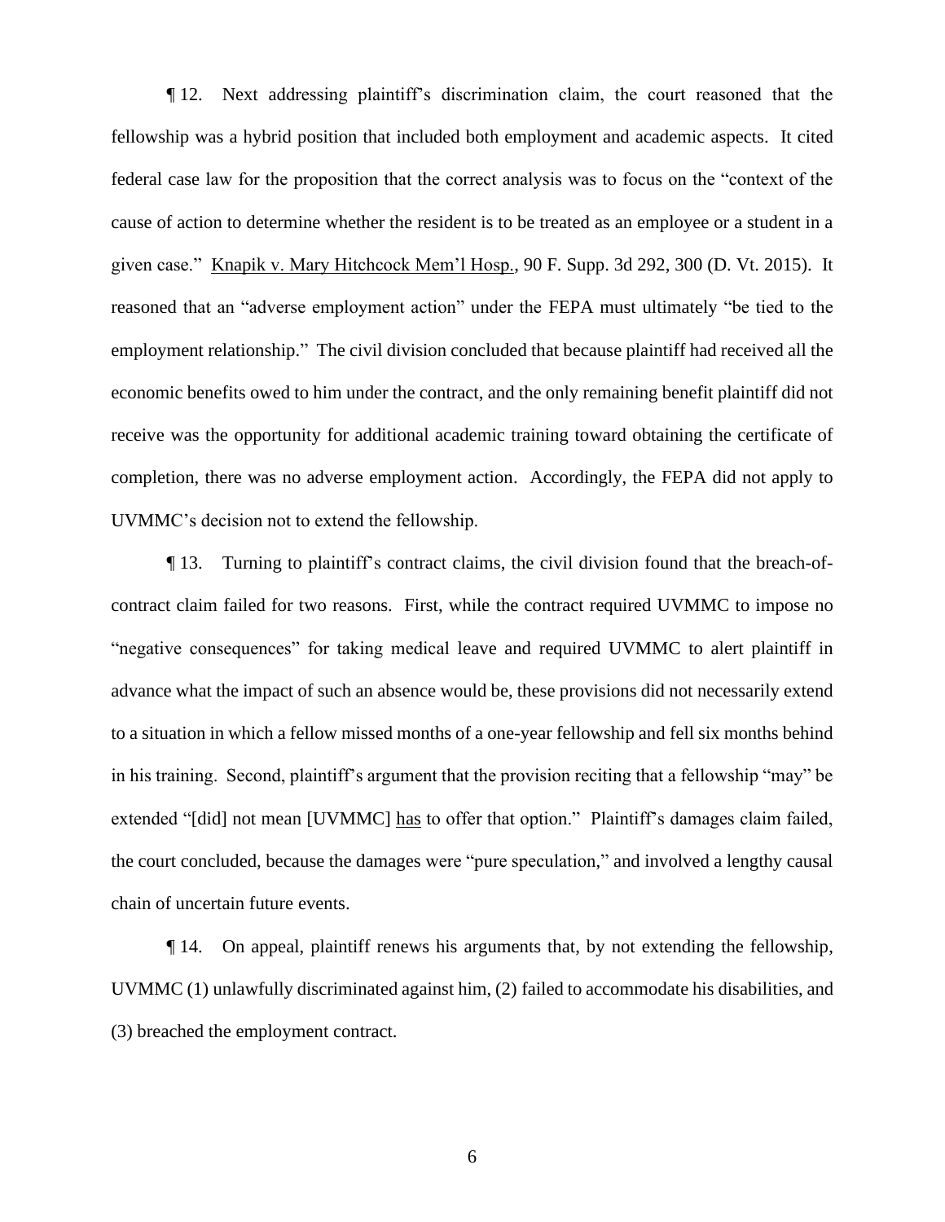¶ 12. Next addressing plaintiff's discrimination claim, the court reasoned that the fellowship was a hybrid position that included both employment and academic aspects. It cited federal case law for the proposition that the correct analysis was to focus on the "context of the cause of action to determine whether the resident is to be treated as an employee or a student in a given case." Knapik v. Mary Hitchcock Mem'l Hosp., 90 F. Supp. 3d 292, 300 (D. Vt. 2015). It reasoned that an "adverse employment action" under the FEPA must ultimately "be tied to the employment relationship." The civil division concluded that because plaintiff had received all the economic benefits owed to him under the contract, and the only remaining benefit plaintiff did not receive was the opportunity for additional academic training toward obtaining the certificate of completion, there was no adverse employment action. Accordingly, the FEPA did not apply to UVMMC's decision not to extend the fellowship.

¶ 13. Turning to plaintiff's contract claims, the civil division found that the breach-of-contract claim failed for two reasons. First, while the contract required UVMMC to impose no "negative consequences" for taking medical leave and required UVMMC to alert plaintiff in advance what the impact of such an absence would be, these provisions did not necessarily extend to a situation in which a fellow missed months of a one-year fellowship and fell six months behind in his training. Second, plaintiff's argument that the provision reciting that a fellowship "may" be extended "[did] not mean [UVMMC] has to offer that option." Plaintiff's damages claim failed, the court concluded, because the damages were "pure speculation," and involved a lengthy causal chain of uncertain future events.

¶ 14. On appeal, plaintiff renews his arguments that, by not extending the fellowship, UVMMC (1) unlawfully discriminated against him, (2) failed to accommodate his disabilities, and (3) breached the employment contract.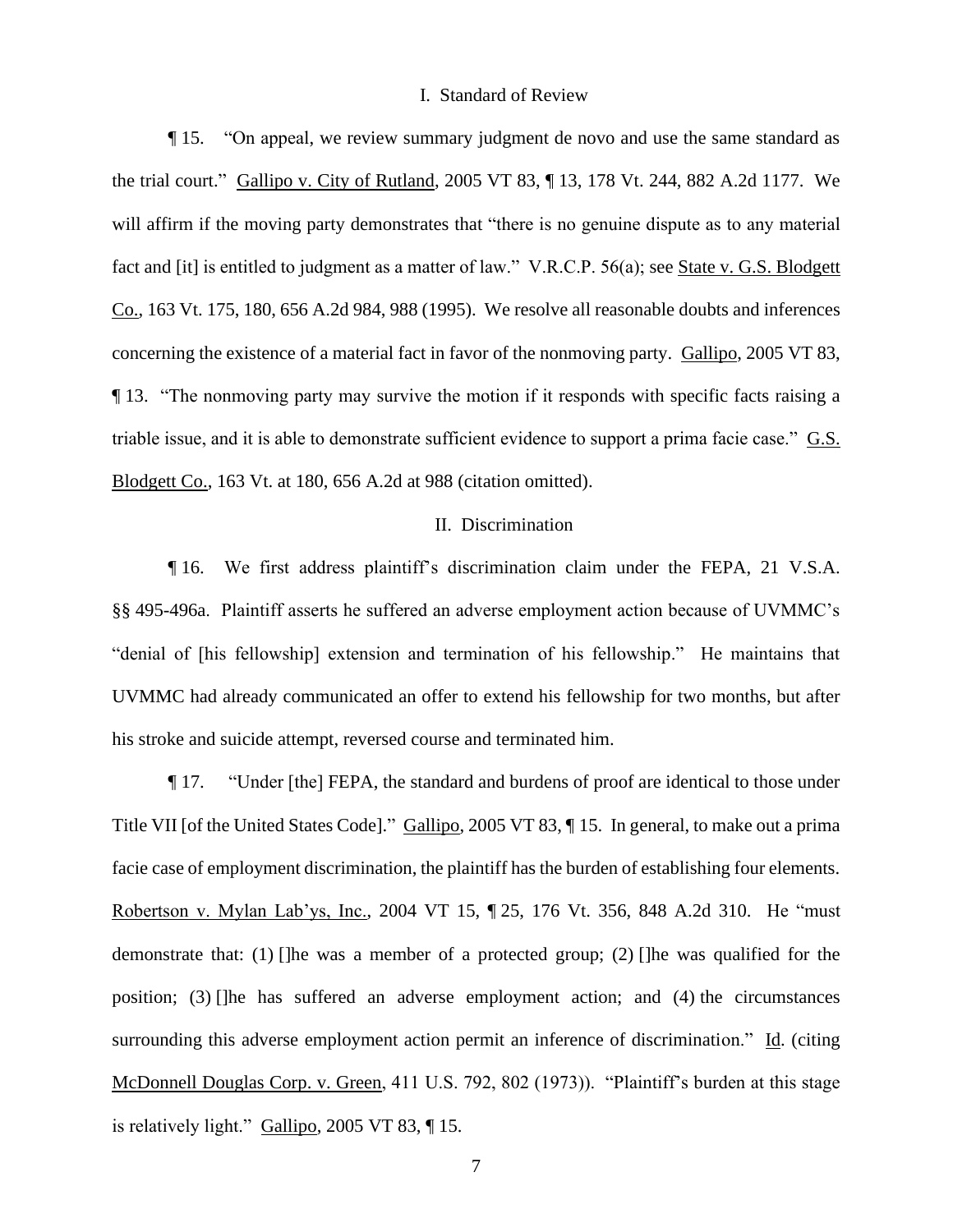## I. Standard of Review

¶ 15. "On appeal, we review summary judgment de novo and use the same standard as the trial court." Gallipo v. City of Rutland, 2005 VT 83, ¶ 13, 178 Vt. 244, 882 A.2d 1177. We will affirm if the moving party demonstrates that "there is no genuine dispute as to any material fact and [it] is entitled to judgment as a matter of law." V.R.C.P. 56(a); see State v. G.S. Blodgett Co., 163 Vt. 175, 180, 656 A.2d 984, 988 (1995). We resolve all reasonable doubts and inferences concerning the existence of a material fact in favor of the nonmoving party. Gallipo, 2005 VT 83, ¶ 13. "The nonmoving party may survive the motion if it responds with specific facts raising a triable issue, and it is able to demonstrate sufficient evidence to support a prima facie case." G.S. Blodgett Co., 163 Vt. at 180, 656 A.2d at 988 (citation omitted).

## II. Discrimination

¶ 16. We first address plaintiff's discrimination claim under the FEPA, 21 V.S.A. §§ 495-496a. Plaintiff asserts he suffered an adverse employment action because of UVMMC's "denial of [his fellowship] extension and termination of his fellowship." He maintains that UVMMC had already communicated an offer to extend his fellowship for two months, but after his stroke and suicide attempt, reversed course and terminated him.

¶ 17. "Under [the] FEPA, the standard and burdens of proof are identical to those under Title VII [of the United States Code]." Gallipo, 2005 VT 83, ¶ 15. In general, to make out a prima facie case of employment discrimination, the plaintiff has the burden of establishing four elements. Robertson v. Mylan Lab'ys, Inc., 2004 VT 15, ¶ 25, 176 Vt. 356, 848 A.2d 310. He "must demonstrate that: (1) []he was a member of a protected group; (2) []he was qualified for the position; (3) []he has suffered an adverse employment action; and (4) the circumstances surrounding this adverse employment action permit an inference of discrimination." Id. (citing McDonnell Douglas Corp. v. Green, 411 U.S. 792, 802 (1973)). "Plaintiff's burden at this stage is relatively light." Gallipo, 2005 VT 83, ¶ 15.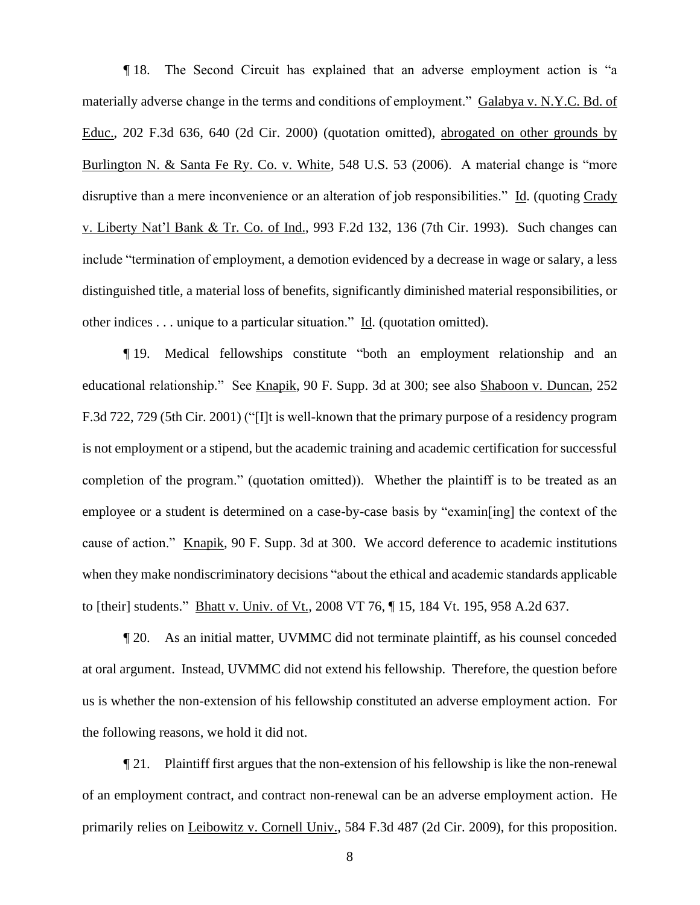¶ 18. The Second Circuit has explained that an adverse employment action is "a materially adverse change in the terms and conditions of employment." Galabya v. N.Y.C. Bd. of Educ., 202 F.3d 636, 640 (2d Cir. 2000) (quotation omitted), abrogated on other grounds by Burlington N. & Santa Fe Ry. Co. v. White, 548 U.S. 53 (2006). A material change is "more disruptive than a mere inconvenience or an alteration of job responsibilities." Id. (quoting Crady v. Liberty Nat'l Bank & Tr. Co. of Ind., 993 F.2d 132, 136 (7th Cir. 1993). Such changes can include "termination of employment, a demotion evidenced by a decrease in wage or salary, a less distinguished title, a material loss of benefits, significantly diminished material responsibilities, or other indices . . . unique to a particular situation." Id. (quotation omitted).

¶ 19. Medical fellowships constitute "both an employment relationship and an educational relationship." See Knapik, 90 F. Supp. 3d at 300; see also Shaboon v. Duncan, 252 F.3d 722, 729 (5th Cir. 2001) ("[I]t is well-known that the primary purpose of a residency program is not employment or a stipend, but the academic training and academic certification for successful completion of the program." (quotation omitted)). Whether the plaintiff is to be treated as an employee or a student is determined on a case-by-case basis by "examin[ing] the context of the cause of action." Knapik, 90 F. Supp. 3d at 300. We accord deference to academic institutions when they make nondiscriminatory decisions "about the ethical and academic standards applicable to [their] students." Bhatt v. Univ. of Vt., 2008 VT 76, ¶ 15, 184 Vt. 195, 958 A.2d 637.

¶ 20. As an initial matter, UVMMC did not terminate plaintiff, as his counsel conceded at oral argument. Instead, UVMMC did not extend his fellowship. Therefore, the question before us is whether the non-extension of his fellowship constituted an adverse employment action. For the following reasons, we hold it did not.

¶ 21. Plaintiff first argues that the non-extension of his fellowship is like the non-renewal of an employment contract, and contract non-renewal can be an adverse employment action. He primarily relies on Leibowitz v. Cornell Univ., 584 F.3d 487 (2d Cir. 2009), for this proposition.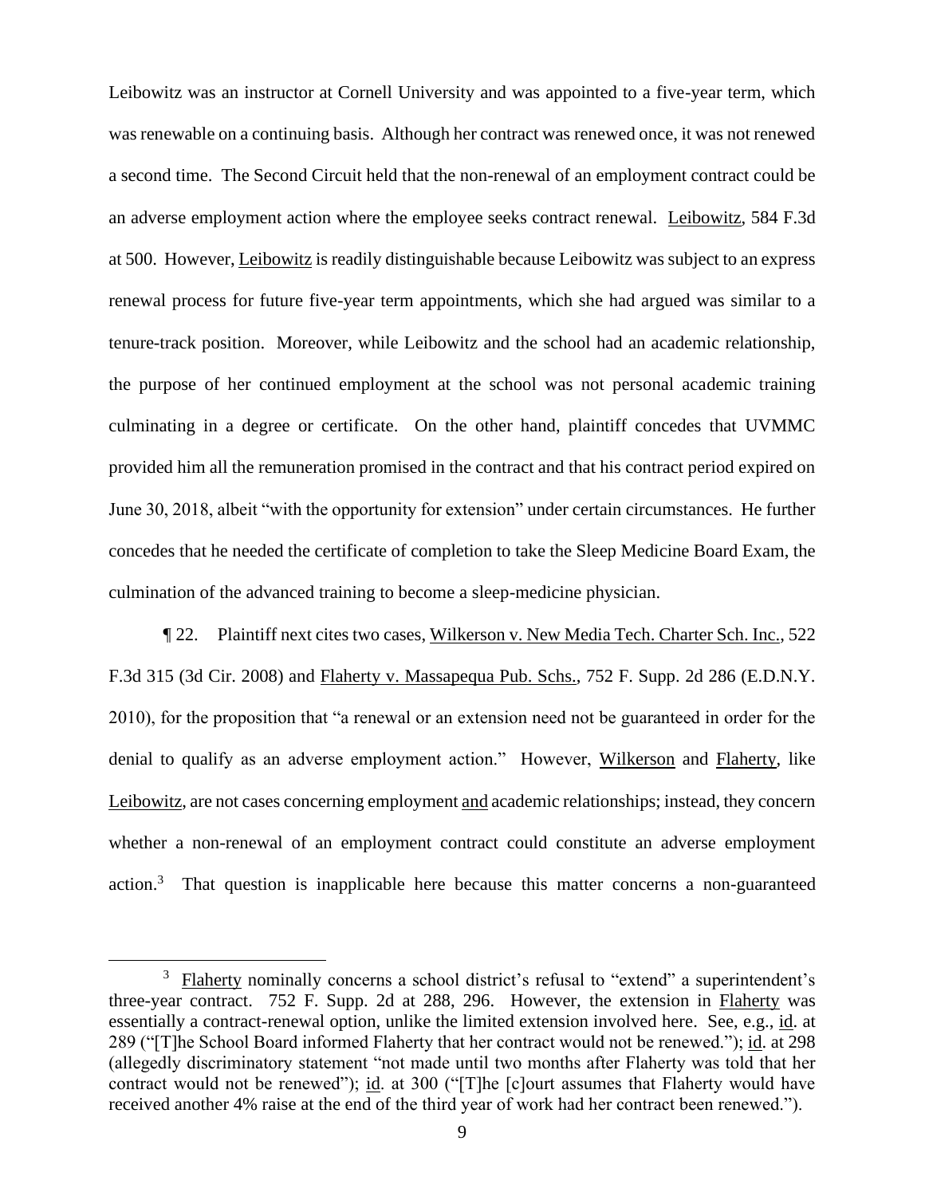Leibowitz was an instructor at Cornell University and was appointed to a five-year term, which was renewable on a continuing basis. Although her contract was renewed once, it was not renewed a second time. The Second Circuit held that the non-renewal of an employment contract could be an adverse employment action where the employee seeks contract renewal. Leibowitz, 584 F.3d at 500. However, Leibowitz is readily distinguishable because Leibowitz was subject to an express renewal process for future five-year term appointments, which she had argued was similar to a tenure-track position. Moreover, while Leibowitz and the school had an academic relationship, the purpose of her continued employment at the school was not personal academic training culminating in a degree or certificate. On the other hand, plaintiff concedes that UVMMC provided him all the remuneration promised in the contract and that his contract period expired on June 30, 2018, albeit "with the opportunity for extension" under certain circumstances. He further concedes that he needed the certificate of completion to take the Sleep Medicine Board Exam, the culmination of the advanced training to become a sleep-medicine physician.

¶ 22. Plaintiff next cites two cases, Wilkerson v. New Media Tech. Charter Sch. Inc., 522 F.3d 315 (3d Cir. 2008) and Flaherty v. Massapequa Pub. Schs., 752 F. Supp. 2d 286 (E.D.N.Y. 2010), for the proposition that "a renewal or an extension need not be guaranteed in order for the denial to qualify as an adverse employment action." However, Wilkerson and Flaherty, like Leibowitz, are not cases concerning employment and academic relationships; instead, they concern whether a non-renewal of an employment contract could constitute an adverse employment action.[3] That question is inapplicable here because this matter concerns a non-guaranteed

[3] Flaherty nominally concerns a school district's refusal to "extend" a superintendent's three-year contract. 752 F. Supp. 2d at 288, 296. However, the extension in Flaherty was essentially a contract-renewal option, unlike the limited extension involved here. See, e.g., id. at 289 ("[T]he School Board informed Flaherty that her contract would not be renewed."); id. at 298 (allegedly discriminatory statement "not made until two months after Flaherty was told that her contract would not be renewed"); id. at 300 ("[T]he [c]ourt assumes that Flaherty would have received another 4% raise at the end of the third year of work had her contract been renewed.").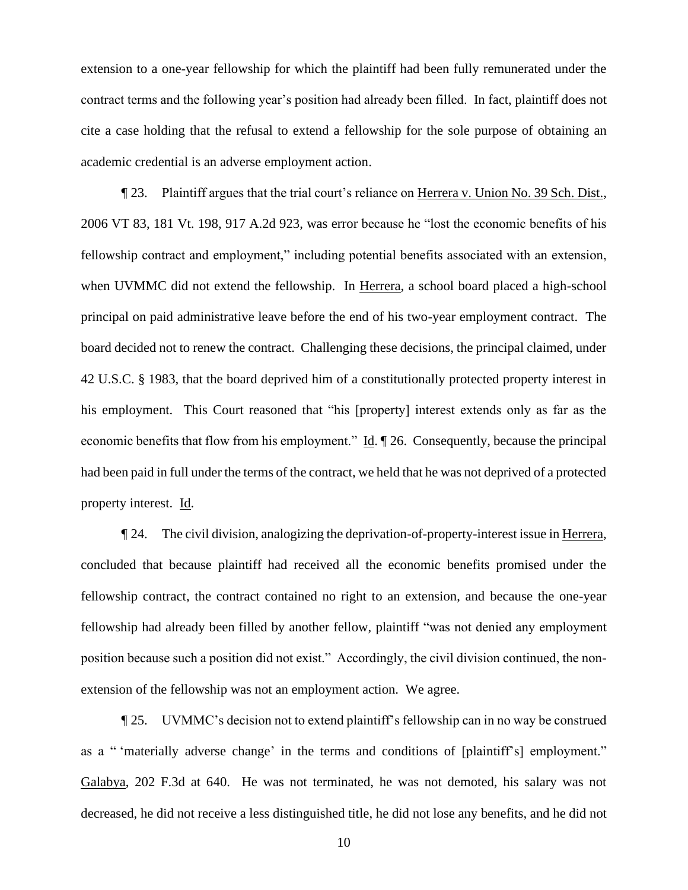extension to a one-year fellowship for which the plaintiff had been fully remunerated under the contract terms and the following year's position had already been filled. In fact, plaintiff does not cite a case holding that the refusal to extend a fellowship for the sole purpose of obtaining an academic credential is an adverse employment action.

¶ 23. Plaintiff argues that the trial court's reliance on Herrera v. Union No. 39 Sch. Dist., 2006 VT 83, 181 Vt. 198, 917 A.2d 923, was error because he "lost the economic benefits of his fellowship contract and employment," including potential benefits associated with an extension, when UVMMC did not extend the fellowship. In Herrera, a school board placed a high-school principal on paid administrative leave before the end of his two-year employment contract. The board decided not to renew the contract. Challenging these decisions, the principal claimed, under 42 U.S.C. § 1983, that the board deprived him of a constitutionally protected property interest in his employment. This Court reasoned that "his [property] interest extends only as far as the economic benefits that flow from his employment." Id. ¶ 26. Consequently, because the principal had been paid in full under the terms of the contract, we held that he was not deprived of a protected property interest. Id.

¶ 24. The civil division, analogizing the deprivation-of-property-interest issue in Herrera, concluded that because plaintiff had received all the economic benefits promised under the fellowship contract, the contract contained no right to an extension, and because the one-year fellowship had already been filled by another fellow, plaintiff "was not denied any employment position because such a position did not exist." Accordingly, the civil division continued, the non-extension of the fellowship was not an employment action. We agree.

¶ 25. UVMMC's decision not to extend plaintiff's fellowship can in no way be construed as a " 'materially adverse change' in the terms and conditions of [plaintiff's] employment." Galabya, 202 F.3d at 640. He was not terminated, he was not demoted, his salary was not decreased, he did not receive a less distinguished title, he did not lose any benefits, and he did not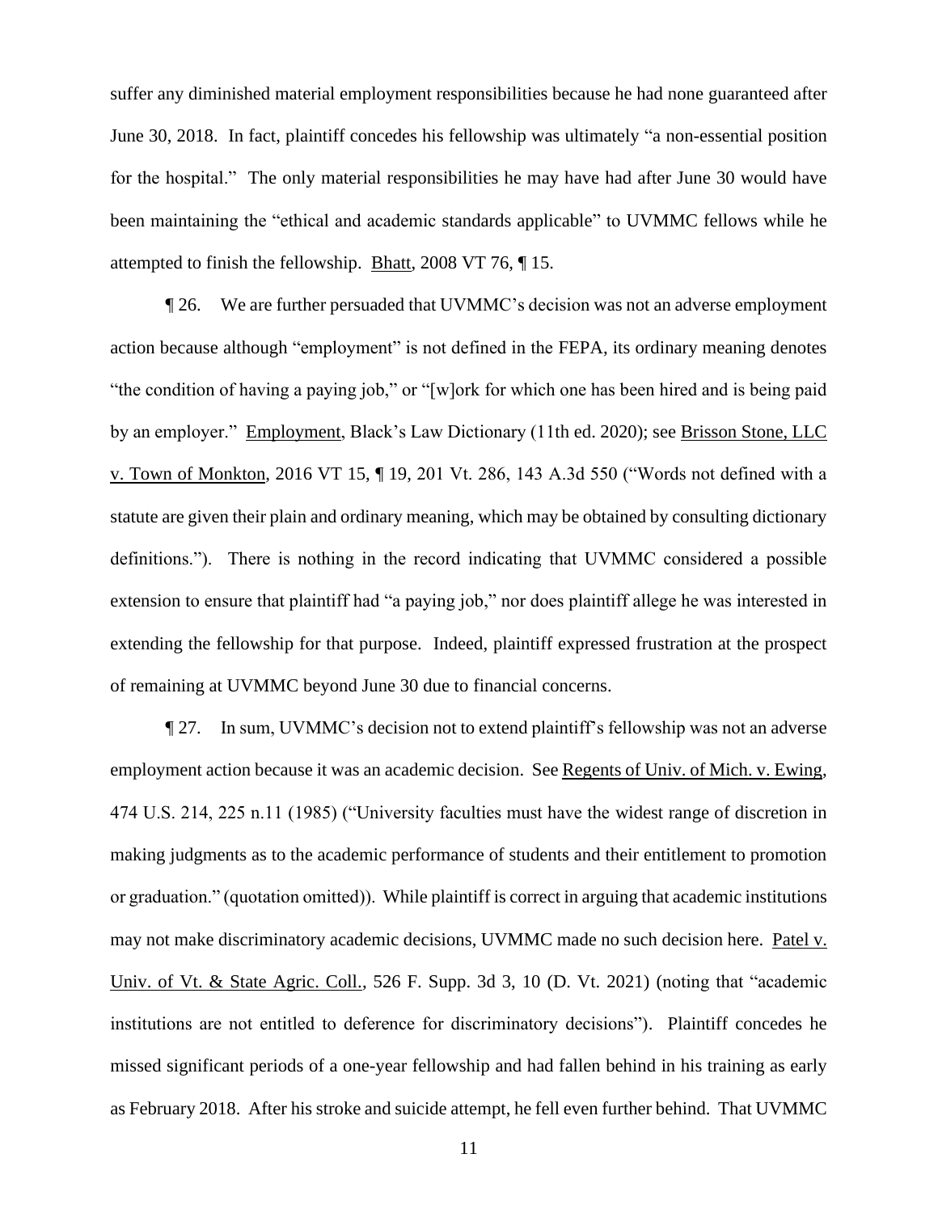suffer any diminished material employment responsibilities because he had none guaranteed after June 30, 2018. In fact, plaintiff concedes his fellowship was ultimately "a non-essential position for the hospital." The only material responsibilities he may have had after June 30 would have been maintaining the "ethical and academic standards applicable" to UVMMC fellows while he attempted to finish the fellowship. Bhatt, 2008 VT 76, ¶ 15.

¶ 26. We are further persuaded that UVMMC's decision was not an adverse employment action because although "employment" is not defined in the FEPA, its ordinary meaning denotes "the condition of having a paying job," or "[w]ork for which one has been hired and is being paid by an employer." Employment, Black's Law Dictionary (11th ed. 2020); see Brisson Stone, LLC v. Town of Monkton, 2016 VT 15, ¶ 19, 201 Vt. 286, 143 A.3d 550 ("Words not defined with a statute are given their plain and ordinary meaning, which may be obtained by consulting dictionary definitions."). There is nothing in the record indicating that UVMMC considered a possible extension to ensure that plaintiff had "a paying job," nor does plaintiff allege he was interested in extending the fellowship for that purpose. Indeed, plaintiff expressed frustration at the prospect of remaining at UVMMC beyond June 30 due to financial concerns.

¶ 27. In sum, UVMMC's decision not to extend plaintiff's fellowship was not an adverse employment action because it was an academic decision. See Regents of Univ. of Mich. v. Ewing, 474 U.S. 214, 225 n.11 (1985) ("University faculties must have the widest range of discretion in making judgments as to the academic performance of students and their entitlement to promotion or graduation." (quotation omitted)). While plaintiff is correct in arguing that academic institutions may not make discriminatory academic decisions, UVMMC made no such decision here. Patel v. Univ. of Vt. & State Agric. Coll., 526 F. Supp. 3d 3, 10 (D. Vt. 2021) (noting that "academic institutions are not entitled to deference for discriminatory decisions"). Plaintiff concedes he missed significant periods of a one-year fellowship and had fallen behind in his training as early as February 2018. After his stroke and suicide attempt, he fell even further behind. That UVMMC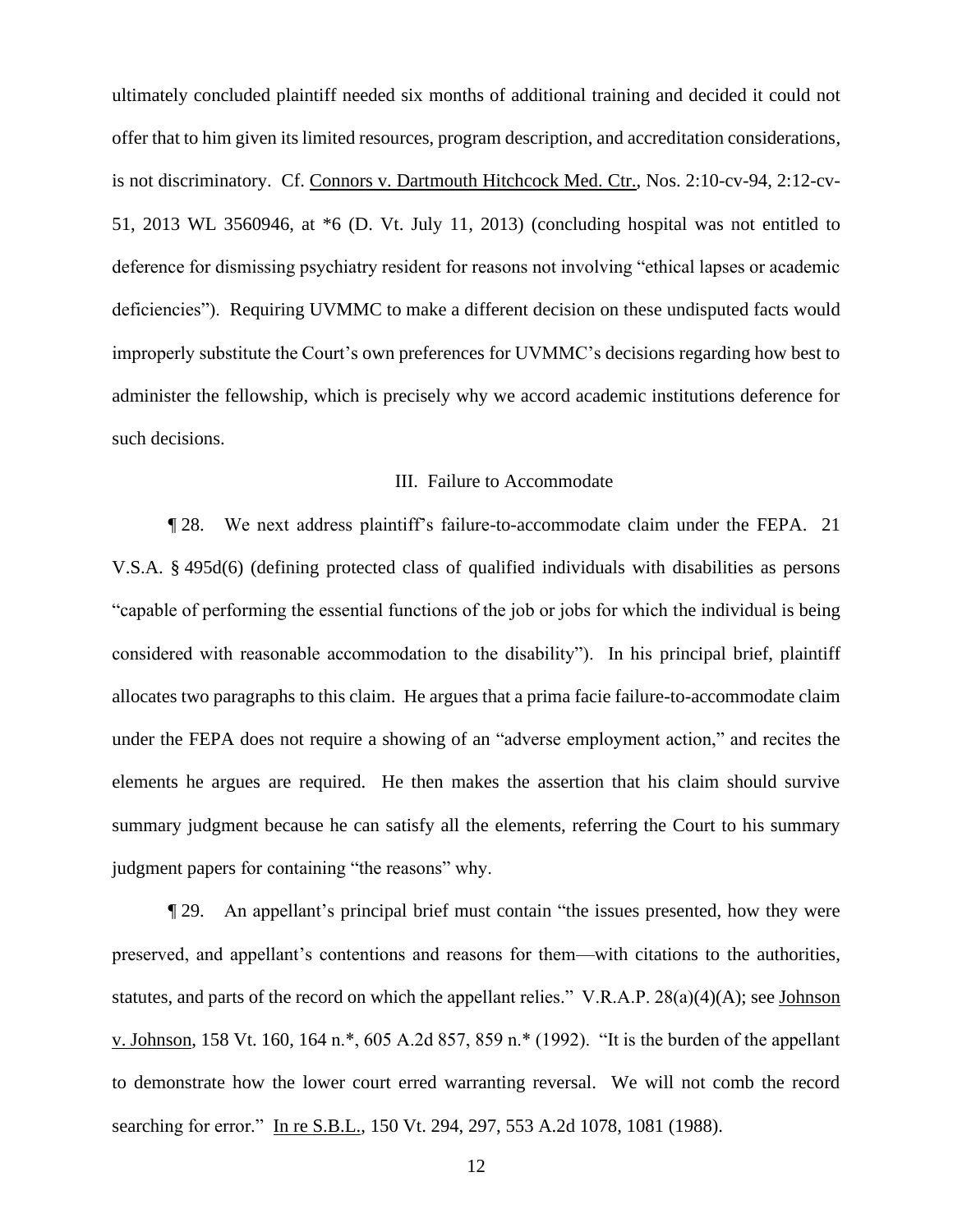ultimately concluded plaintiff needed six months of additional training and decided it could not offer that to him given its limited resources, program description, and accreditation considerations, is not discriminatory. Cf. Connors v. Dartmouth Hitchcock Med. Ctr., Nos. 2:10-cv-94, 2:12-cv-51, 2013 WL 3560946, at *6 (D. Vt. July 11, 2013) (concluding hospital was not entitled to deference for dismissing psychiatry resident for reasons not involving "ethical lapses or academic deficiencies"). Requiring UVMMC to make a different decision on these undisputed facts would improperly substitute the Court's own preferences for UVMMC's decisions regarding how best to administer the fellowship, which is precisely why we accord academic institutions deference for such decisions.

### III. Failure to Accommodate

¶ 28. We next address plaintiff's failure-to-accommodate claim under the FEPA. 21 V.S.A. § 495d(6) (defining protected class of qualified individuals with disabilities as persons "capable of performing the essential functions of the job or jobs for which the individual is being considered with reasonable accommodation to the disability"). In his principal brief, plaintiff allocates two paragraphs to this claim. He argues that a prima facie failure-to-accommodate claim under the FEPA does not require a showing of an "adverse employment action," and recites the elements he argues are required. He then makes the assertion that his claim should survive summary judgment because he can satisfy all the elements, referring the Court to his summary judgment papers for containing "the reasons" why.

¶ 29. An appellant's principal brief must contain "the issues presented, how they were preserved, and appellant's contentions and reasons for them—with citations to the authorities, statutes, and parts of the record on which the appellant relies." V.R.A.P. 28(a)(4)(A); see Johnson v. Johnson, 158 Vt. 160, 164 n.*, 605 A.2d 857, 859 n.* (1992). "It is the burden of the appellant to demonstrate how the lower court erred warranting reversal. We will not comb the record searching for error." In re S.B.L., 150 Vt. 294, 297, 553 A.2d 1078, 1081 (1988).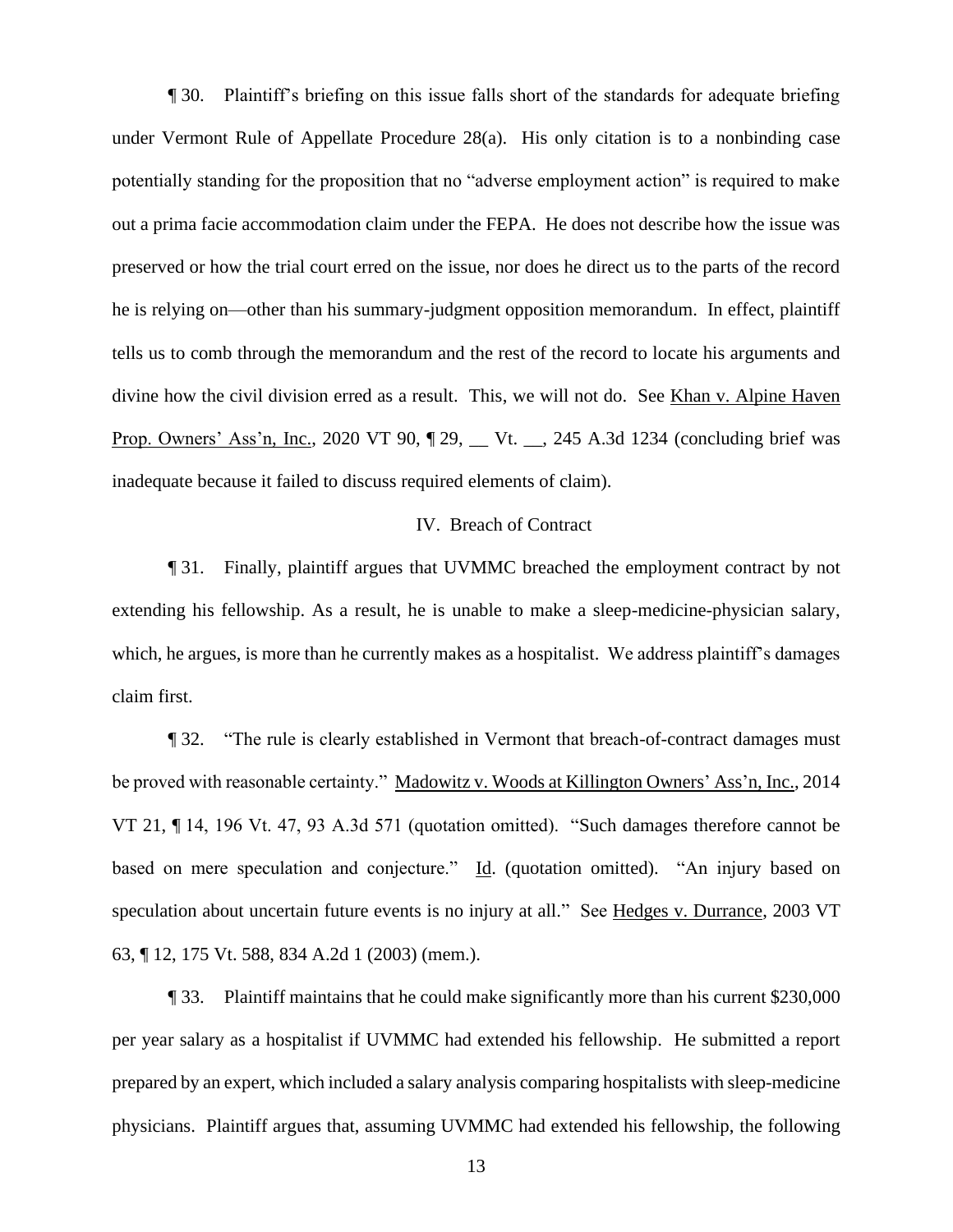¶ 30. Plaintiff's briefing on this issue falls short of the standards for adequate briefing under Vermont Rule of Appellate Procedure 28(a). His only citation is to a nonbinding case potentially standing for the proposition that no "adverse employment action" is required to make out a prima facie accommodation claim under the FEPA. He does not describe how the issue was preserved or how the trial court erred on the issue, nor does he direct us to the parts of the record he is relying on—other than his summary-judgment opposition memorandum. In effect, plaintiff tells us to comb through the memorandum and the rest of the record to locate his arguments and divine how the civil division erred as a result. This, we will not do. See Khan v. Alpine Haven Prop. Owners' Ass'n, Inc., 2020 VT 90, ¶ 29, __ Vt. __, 245 A.3d 1234 (concluding brief was inadequate because it failed to discuss required elements of claim).

## IV. Breach of Contract

¶ 31. Finally, plaintiff argues that UVMMC breached the employment contract by not extending his fellowship. As a result, he is unable to make a sleep-medicine-physician salary, which, he argues, is more than he currently makes as a hospitalist. We address plaintiff's damages claim first.

¶ 32. "The rule is clearly established in Vermont that breach-of-contract damages must be proved with reasonable certainty." Madowitz v. Woods at Killington Owners' Ass'n, Inc., 2014 VT 21, ¶ 14, 196 Vt. 47, 93 A.3d 571 (quotation omitted). "Such damages therefore cannot be based on mere speculation and conjecture." Id. (quotation omitted). "An injury based on speculation about uncertain future events is no injury at all." See Hedges v. Durrance, 2003 VT 63, ¶ 12, 175 Vt. 588, 834 A.2d 1 (2003) (mem.).

¶ 33. Plaintiff maintains that he could make significantly more than his current $230,000 per year salary as a hospitalist if UVMMC had extended his fellowship. He submitted a report prepared by an expert, which included a salary analysis comparing hospitalists with sleep-medicine physicians. Plaintiff argues that, assuming UVMMC had extended his fellowship, the following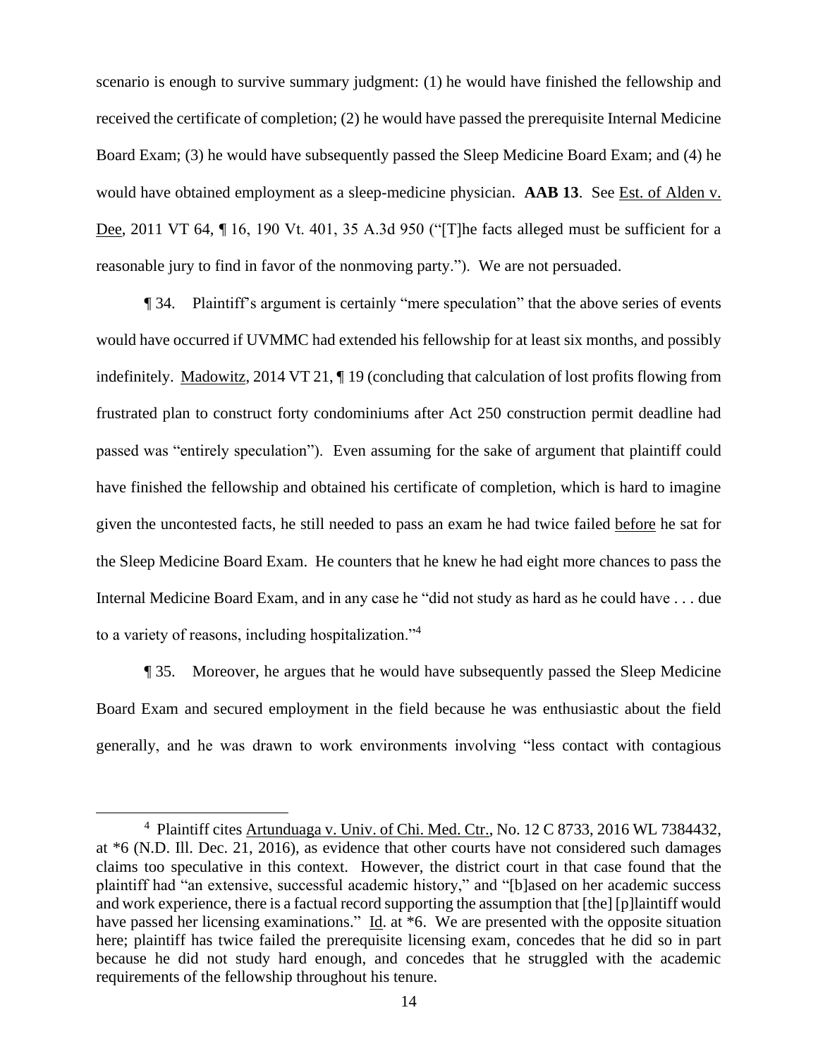scenario is enough to survive summary judgment: (1) he would have finished the fellowship and received the certificate of completion; (2) he would have passed the prerequisite Internal Medicine Board Exam; (3) he would have subsequently passed the Sleep Medicine Board Exam; and (4) he would have obtained employment as a sleep-medicine physician. **AAB 13**. See Est. of Alden v. Dee, 2011 VT 64, ¶ 16, 190 Vt. 401, 35 A.3d 950 ("[T]he facts alleged must be sufficient for a reasonable jury to find in favor of the nonmoving party."). We are not persuaded.

¶ 34. Plaintiff's argument is certainly "mere speculation" that the above series of events would have occurred if UVMMC had extended his fellowship for at least six months, and possibly indefinitely. Madowitz, 2014 VT 21, ¶ 19 (concluding that calculation of lost profits flowing from frustrated plan to construct forty condominiums after Act 250 construction permit deadline had passed was "entirely speculation"). Even assuming for the sake of argument that plaintiff could have finished the fellowship and obtained his certificate of completion, which is hard to imagine given the uncontested facts, he still needed to pass an exam he had twice failed before he sat for the Sleep Medicine Board Exam. He counters that he knew he had eight more chances to pass the Internal Medicine Board Exam, and in any case he "did not study as hard as he could have . . . due to a variety of reasons, including hospitalization."[4]

¶ 35. Moreover, he argues that he would have subsequently passed the Sleep Medicine Board Exam and secured employment in the field because he was enthusiastic about the field generally, and he was drawn to work environments involving "less contact with contagious

[4] Plaintiff cites Artunduaga v. Univ. of Chi. Med. Ctr., No. 12 C 8733, 2016 WL 7384432, at *6 (N.D. Ill. Dec. 21, 2016), as evidence that other courts have not considered such damages claims too speculative in this context. However, the district court in that case found that the plaintiff had "an extensive, successful academic history," and "[b]ased on her academic success and work experience, there is a factual record supporting the assumption that [the] [p]laintiff would have passed her licensing examinations." Id. at *6. We are presented with the opposite situation here; plaintiff has twice failed the prerequisite licensing exam, concedes that he did so in part because he did not study hard enough, and concedes that he struggled with the academic requirements of the fellowship throughout his tenure.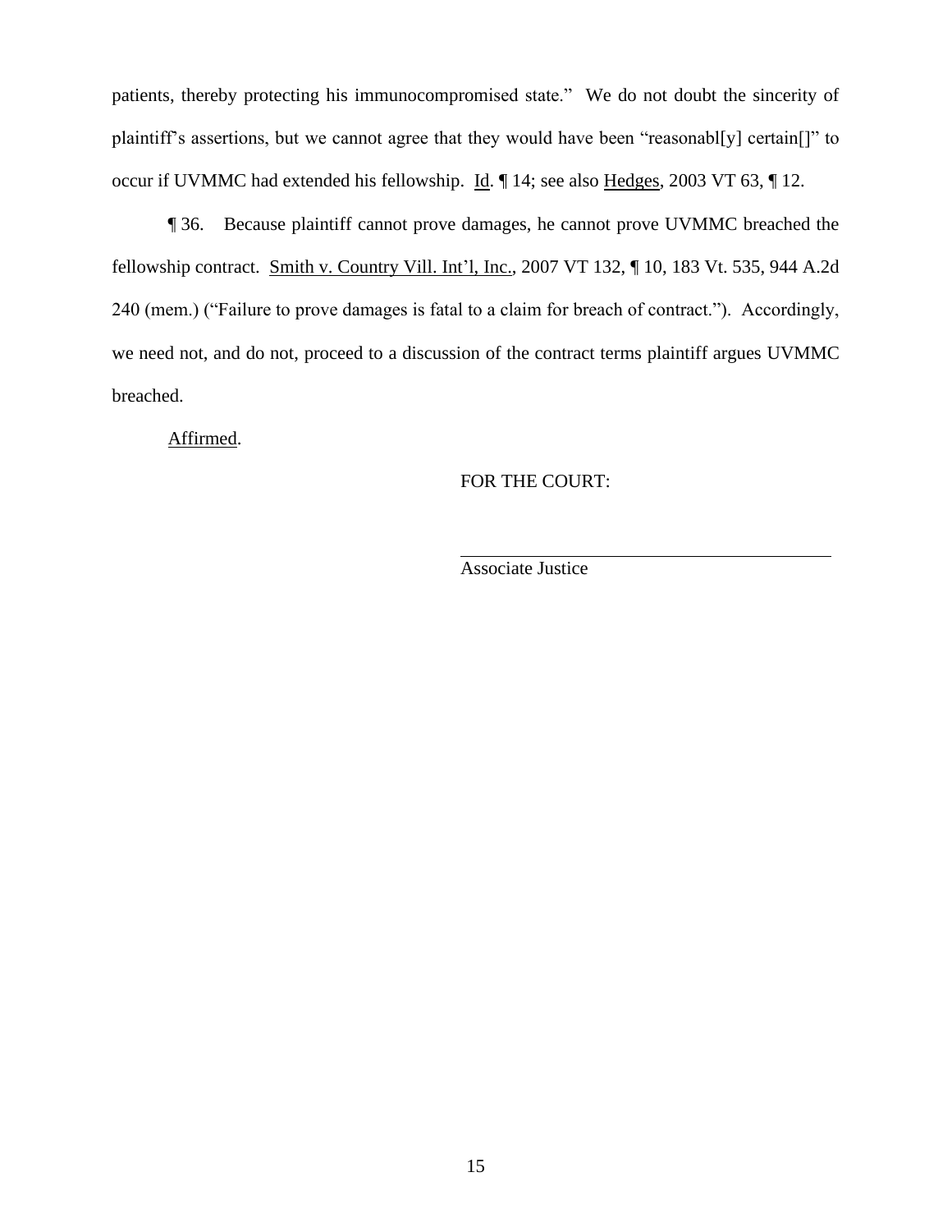patients, thereby protecting his immunocompromised state." We do not doubt the sincerity of plaintiff's assertions, but we cannot agree that they would have been "reasonabl[y] certain[]" to occur if UVMMC had extended his fellowship. Id. ¶ 14; see also Hedges, 2003 VT 63, ¶ 12.

¶ 36. Because plaintiff cannot prove damages, he cannot prove UVMMC breached the fellowship contract. Smith v. Country Vill. Int'l, Inc., 2007 VT 132, ¶ 10, 183 Vt. 535, 944 A.2d 240 (mem.) ("Failure to prove damages is fatal to a claim for breach of contract."). Accordingly, we need not, and do not, proceed to a discussion of the contract terms plaintiff argues UVMMC breached.

Affirmed.

FOR THE COURT:

\_\_\_\_\_\_\_\_\_\_\_\_\_\_\_\_\_\_\_\_\_\_\_\_\_\_\_\_\_\_\_\_\_\_\_\_\_\_\_\_

Associate Justice